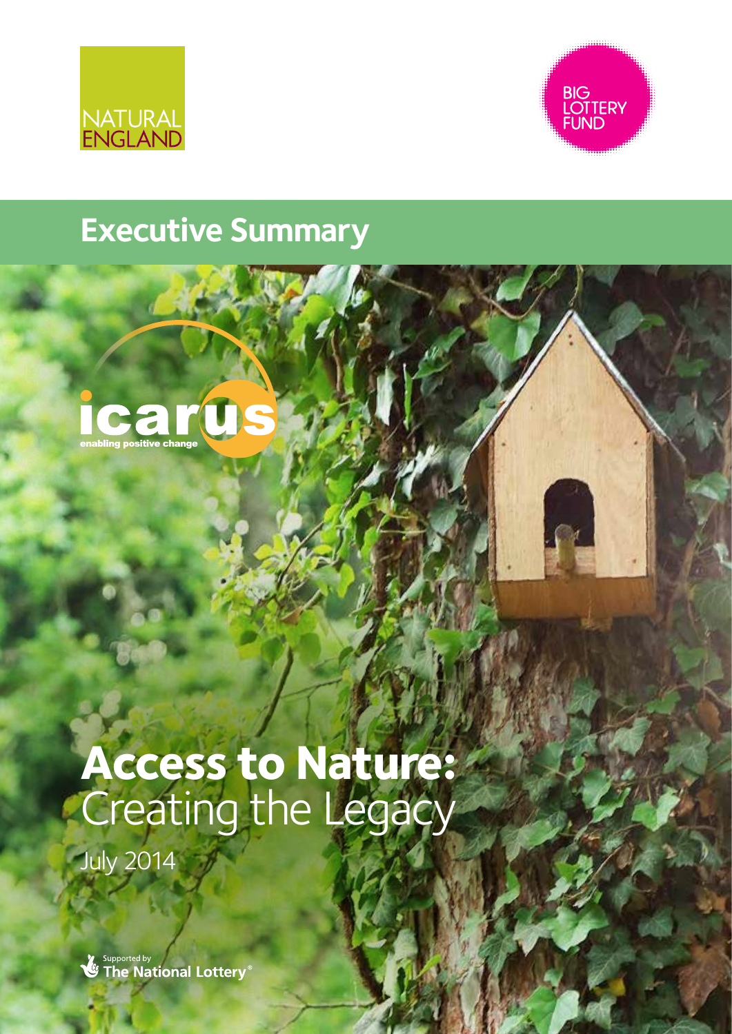NATURAL ENGLAND

BIG LOTTERY FUND

## Executive Summary

icarus
enabling positive change

# Access to Nature: Creating the Legacy

July 2014

Supported by The National Lottery®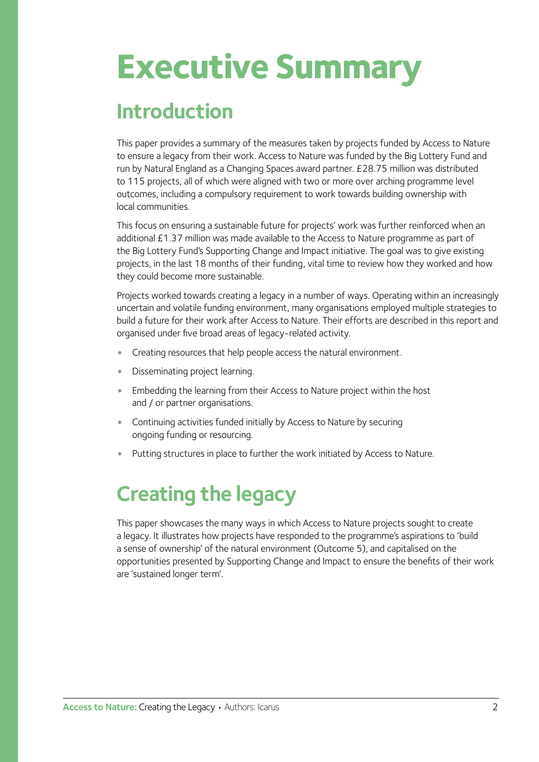# Executive Summary

## Introduction

This paper provides a summary of the measures taken by projects funded by Access to Nature to ensure a legacy from their work. Access to Nature was funded by the Big Lottery Fund and run by Natural England as a Changing Spaces award partner. £28.75 million was distributed to 115 projects, all of which were aligned with two or more over arching programme level outcomes, including a compulsory requirement to work towards building ownership with local communities.

This focus on ensuring a sustainable future for projects' work was further reinforced when an additional £1.37 million was made available to the Access to Nature programme as part of the Big Lottery Fund's Supporting Change and Impact initiative. The goal was to give existing projects, in the last 18 months of their funding, vital time to review how they worked and how they could become more sustainable.

Projects worked towards creating a legacy in a number of ways. Operating within an increasingly uncertain and volatile funding environment, many organisations employed multiple strategies to build a future for their work after Access to Nature. Their efforts are described in this report and organised under five broad areas of legacy-related activity.

- Creating resources that help people access the natural environment.
- Disseminating project learning.
- Embedding the learning from their Access to Nature project within the host and / or partner organisations.
- Continuing activities funded initially by Access to Nature by securing ongoing funding or resourcing.
- Putting structures in place to further the work initiated by Access to Nature.

## Creating the legacy

This paper showcases the many ways in which Access to Nature projects sought to create a legacy. It illustrates how projects have responded to the programme's aspirations to 'build a sense of ownership' of the natural environment (Outcome 5), and capitalised on the opportunities presented by Supporting Change and Impact to ensure the benefits of their work are 'sustained longer term'.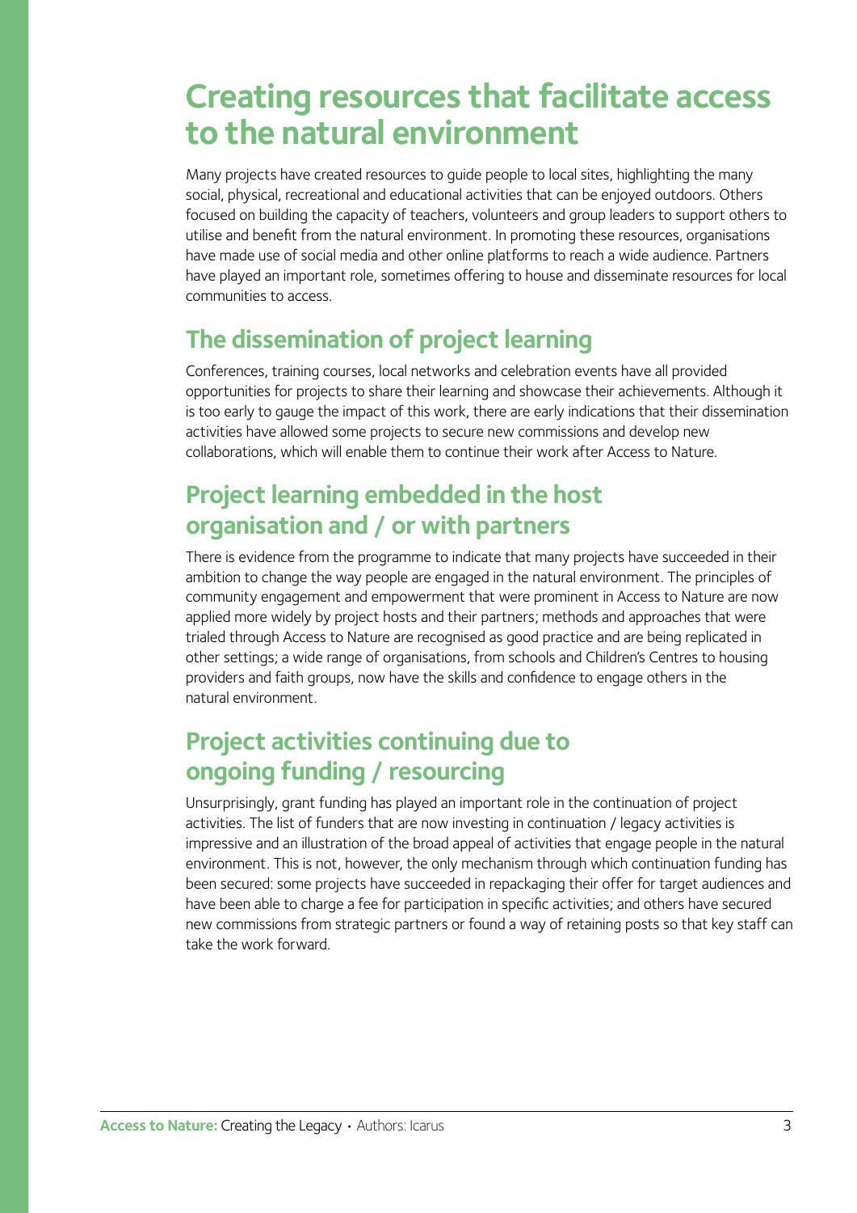## Creating resources that facilitate access to the natural environment

Many projects have created resources to guide people to local sites, highlighting the many social, physical, recreational and educational activities that can be enjoyed outdoors. Others focused on building the capacity of teachers, volunteers and group leaders to support others to utilise and benefit from the natural environment. In promoting these resources, organisations have made use of social media and other online platforms to reach a wide audience. Partners have played an important role, sometimes offering to house and disseminate resources for local communities to access.

## The dissemination of project learning

Conferences, training courses, local networks and celebration events have all provided opportunities for projects to share their learning and showcase their achievements. Although it is too early to gauge the impact of this work, there are early indications that their dissemination activities have allowed some projects to secure new commissions and develop new collaborations, which will enable them to continue their work after Access to Nature.

## Project learning embedded in the host organisation and / or with partners

There is evidence from the programme to indicate that many projects have succeeded in their ambition to change the way people are engaged in the natural environment. The principles of community engagement and empowerment that were prominent in Access to Nature are now applied more widely by project hosts and their partners; methods and approaches that were trialed through Access to Nature are recognised as good practice and are being replicated in other settings; a wide range of organisations, from schools and Children's Centres to housing providers and faith groups, now have the skills and confidence to engage others in the natural environment.

## Project activities continuing due to ongoing funding / resourcing

Unsurprisingly, grant funding has played an important role in the continuation of project activities. The list of funders that are now investing in continuation / legacy activities is impressive and an illustration of the broad appeal of activities that engage people in the natural environment. This is not, however, the only mechanism through which continuation funding has been secured: some projects have succeeded in repackaging their offer for target audiences and have been able to charge a fee for participation in specific activities; and others have secured new commissions from strategic partners or found a way of retaining posts so that key staff can take the work forward.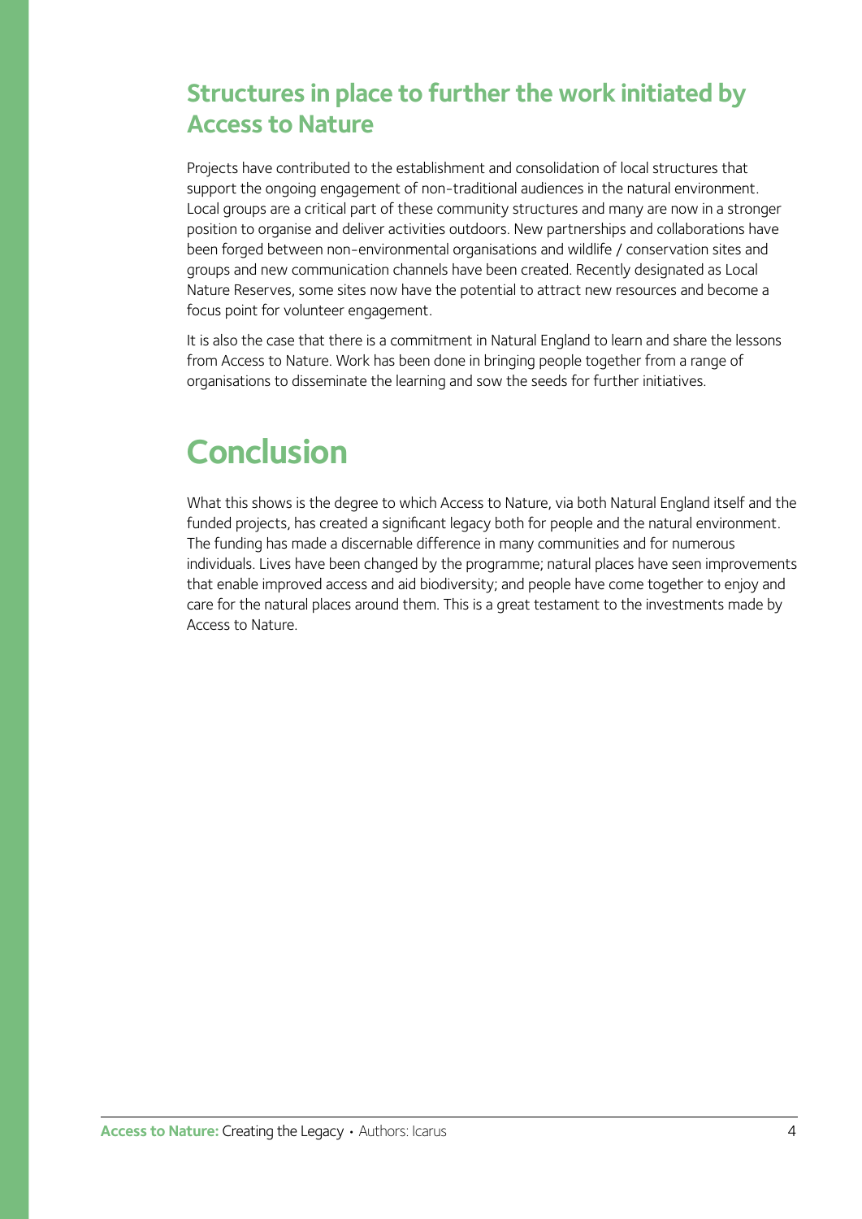## Structures in place to further the work initiated by Access to Nature

Projects have contributed to the establishment and consolidation of local structures that support the ongoing engagement of non-traditional audiences in the natural environment. Local groups are a critical part of these community structures and many are now in a stronger position to organise and deliver activities outdoors. New partnerships and collaborations have been forged between non-environmental organisations and wildlife / conservation sites and groups and new communication channels have been created. Recently designated as Local Nature Reserves, some sites now have the potential to attract new resources and become a focus point for volunteer engagement.

It is also the case that there is a commitment in Natural England to learn and share the lessons from Access to Nature. Work has been done in bringing people together from a range of organisations to disseminate the learning and sow the seeds for further initiatives.

# Conclusion

What this shows is the degree to which Access to Nature, via both Natural England itself and the funded projects, has created a significant legacy both for people and the natural environment. The funding has made a discernable difference in many communities and for numerous individuals. Lives have been changed by the programme; natural places have seen improvements that enable improved access and aid biodiversity; and people have come together to enjoy and care for the natural places around them. This is a great testament to the investments made by Access to Nature.